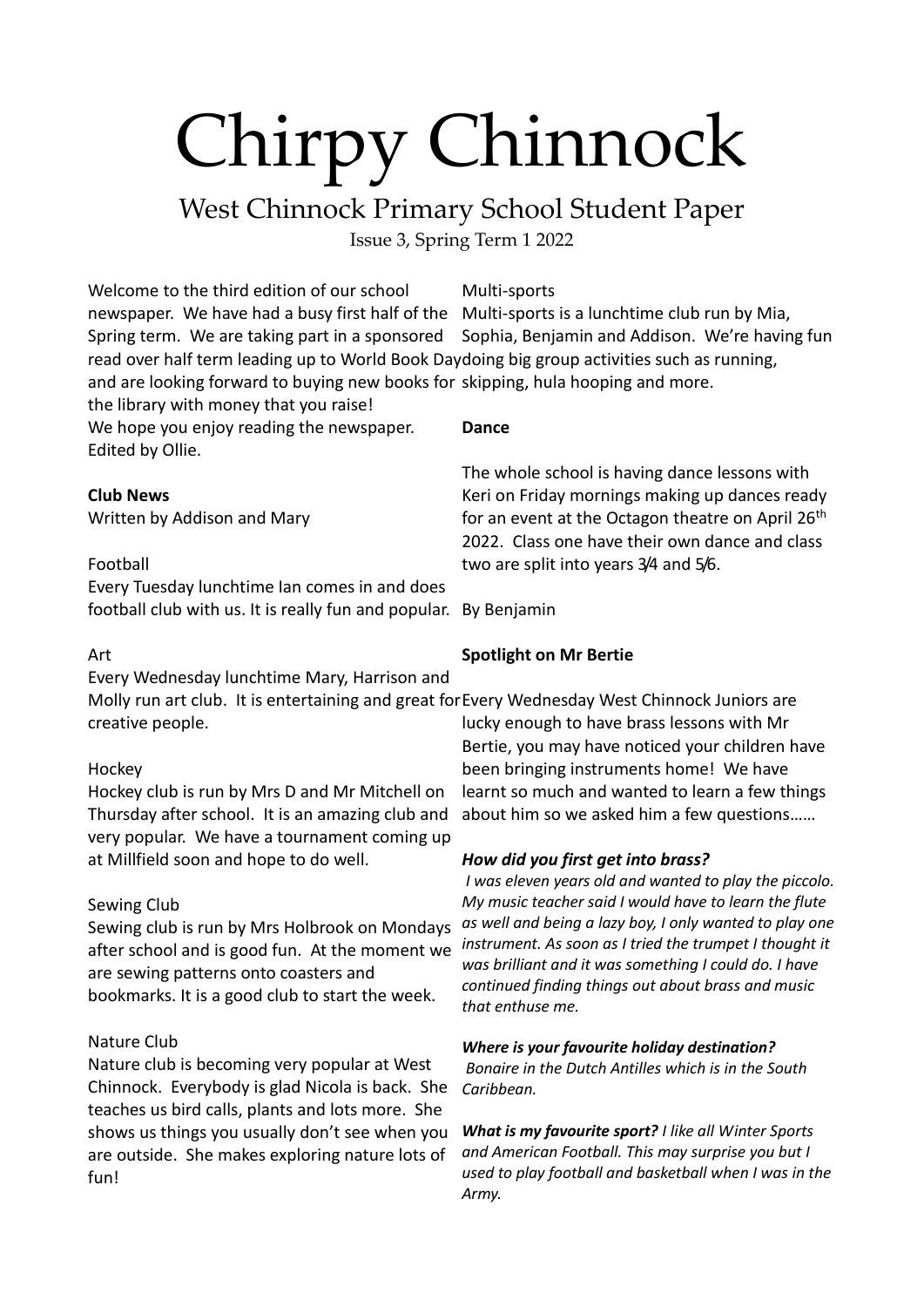# Chirpy Chinnock

## West Chinnock Primary School Student Paper

Issue 3, Spring Term 1 2022

Welcome to the third edition of our school newspaper. We have had a busy first half of the Spring term. We are taking part in a sponsored read over half term leading up to World Book Day and are looking forward to buying new books for the library with money that you raise!
We hope you enjoy reading the newspaper.
Edited by Ollie.

**Club News**

Written by Addison and Mary

Football

Every Tuesday lunchtime Ian comes in and does football club with us. It is really fun and popular.

Art

Every Wednesday lunchtime Mary, Harrison and Molly run art club. It is entertaining and great for creative people.

Hockey

Hockey club is run by Mrs D and Mr Mitchell on Thursday after school. It is an amazing club and very popular. We have a tournament coming up at Millfield soon and hope to do well.

Sewing Club

Sewing club is run by Mrs Holbrook on Mondays after school and is good fun. At the moment we are sewing patterns onto coasters and bookmarks. It is a good club to start the week.

Nature Club

Nature club is becoming very popular at West Chinnock. Everybody is glad Nicola is back. She teaches us bird calls, plants and lots more. She shows us things you usually don't see when you are outside. She makes exploring nature lots of fun!

Multi-sports

Multi-sports is a lunchtime club run by Mia, Sophia, Benjamin and Addison. We're having fun doing big group activities such as running, skipping, hula hooping and more.

**Dance**

The whole school is having dance lessons with Keri on Friday mornings making up dances ready for an event at the Octagon theatre on April 26th 2022. Class one have their own dance and class two are split into years 3/4 and 5/6.

By Benjamin

**Spotlight on Mr Bertie**

Every Wednesday West Chinnock Juniors are lucky enough to have brass lessons with Mr Bertie, you may have noticed your children have been bringing instruments home! We have learnt so much and wanted to learn a few things about him so we asked him a few questions……

***How did you first get into brass?***

*I was eleven years old and wanted to play the piccolo. My music teacher said I would have to learn the flute as well and being a lazy boy, I only wanted to play one instrument. As soon as I tried the trumpet I thought it was brilliant and it was something I could do. I have continued finding things out about brass and music that enthuse me.*

***Where is your favourite holiday destination?***

*Bonaire in the Dutch Antilles which is in the South Caribbean.*

***What is my favourite sport?*** *I like all Winter Sports and American Football. This may surprise you but I used to play football and basketball when I was in the Army.*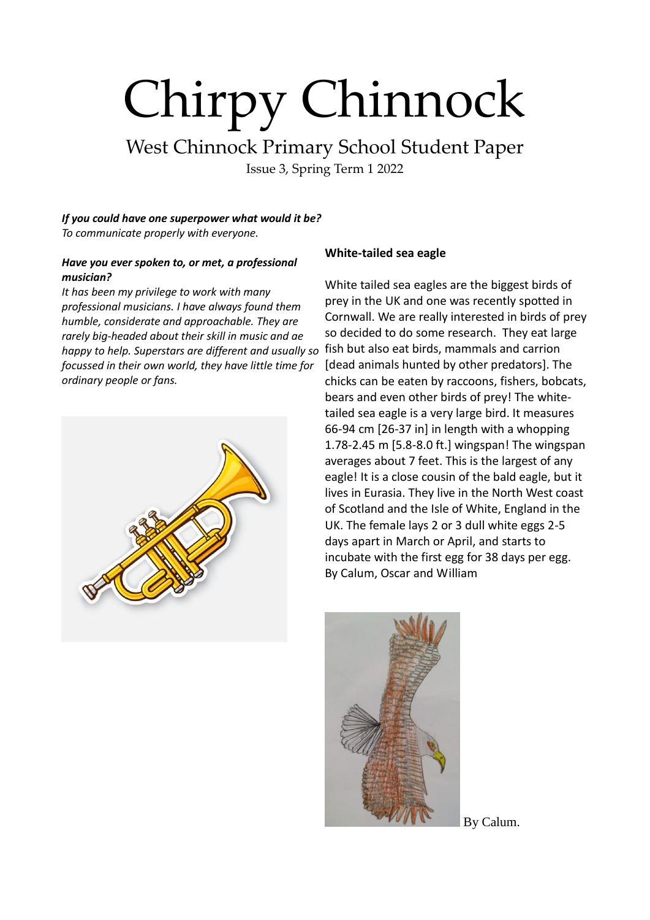# Chirpy Chinnock

## West Chinnock Primary School Student Paper

Issue 3, Spring Term 1 2022

***If you could have one superpower what would it be?***
*To communicate properly with everyone.*

***Have you ever spoken to, or met, a professional musician?***
*It has been my privilege to work with many professional musicians. I have always found them humble, considerate and approachable. They are rarely big-headed about their skill in music and ae happy to help. Superstars are different and usually so focussed in their own world, they have little time for ordinary people or fans.*

**White-tailed sea eagle**

White tailed sea eagles are the biggest birds of prey in the UK and one was recently spotted in Cornwall. We are really interested in birds of prey so decided to do some research. They eat large fish but also eat birds, mammals and carrion [dead animals hunted by other predators]. The chicks can be eaten by raccoons, fishers, bobcats, bears and even other birds of prey! The white-tailed sea eagle is a very large bird. It measures 66-94 cm [26-37 in] in length with a whopping 1.78-2.45 m [5.8-8.0 ft.] wingspan! The wingspan averages about 7 feet. This is the largest of any eagle! It is a close cousin of the bald eagle, but it lives in Eurasia. They live in the North West coast of Scotland and the Isle of White, England in the UK. The female lays 2 or 3 dull white eggs 2-5 days apart in March or April, and starts to incubate with the first egg for 38 days per egg.
By Calum, Oscar and William

By Calum.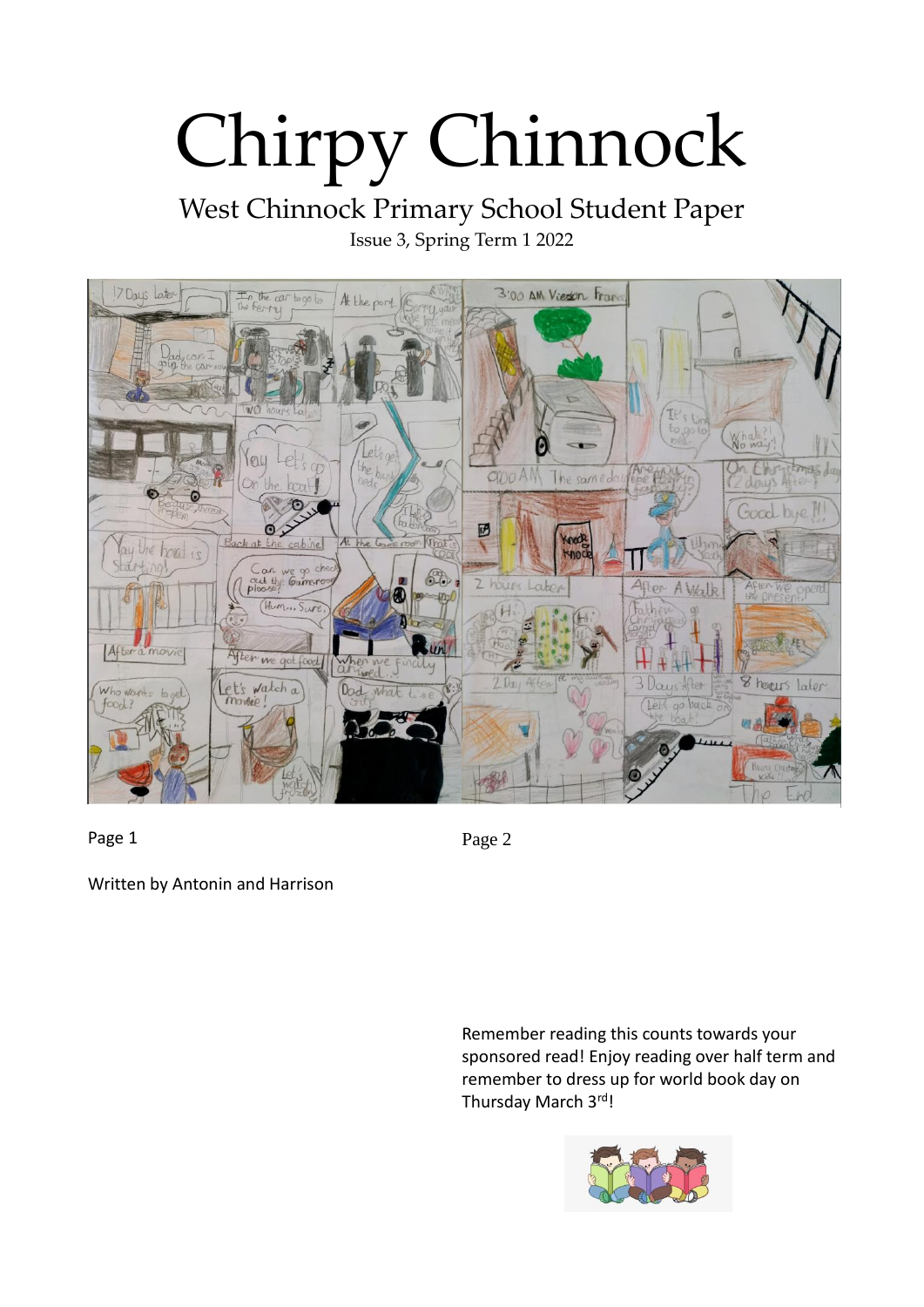# Chirpy Chinnock

## West Chinnock Primary School Student Paper

Issue 3, Spring Term 1 2022

Page 1

Page 2

Written by Antonin and Harrison

Remember reading this counts towards your sponsored read! Enjoy reading over half term and remember to dress up for world book day on Thursday March 3rd!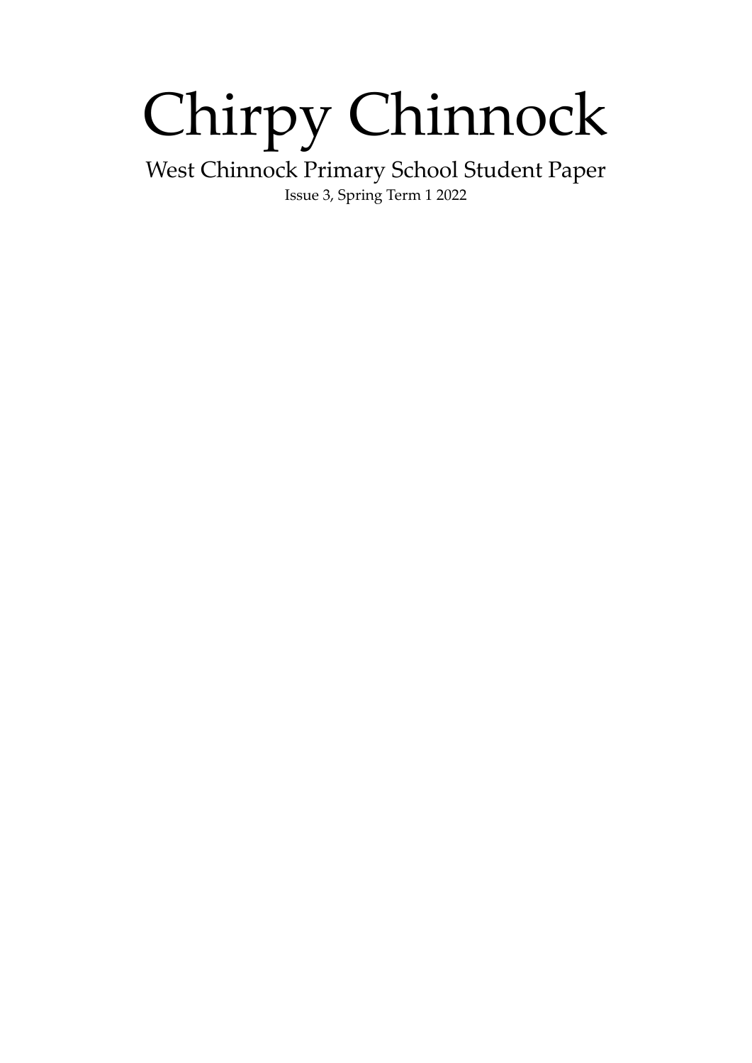# Chirpy Chinnock

West Chinnock Primary School Student Paper

Issue 3, Spring Term 1 2022